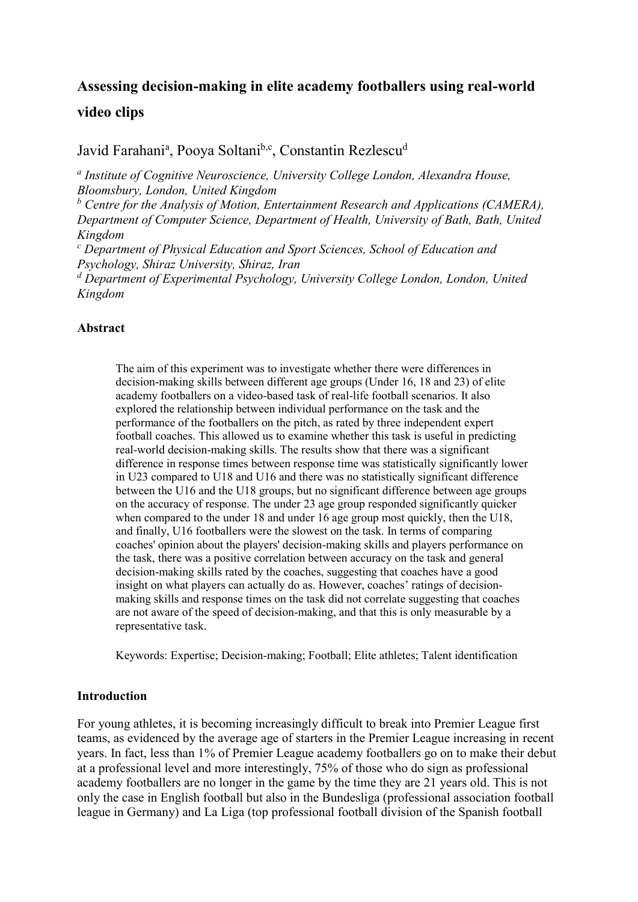# Assessing decision-making in elite academy footballers using real-world video clips

Javid Farahani[a], Pooya Soltani[b,c], Constantin Rezlescu[d]

[a] *Institute of Cognitive Neuroscience, University College London, Alexandra House, Bloomsbury, London, United Kingdom*
[b] *Centre for the Analysis of Motion, Entertainment Research and Applications (CAMERA), Department of Computer Science, Department of Health, University of Bath, Bath, United Kingdom*
[c] *Department of Physical Education and Sport Sciences, School of Education and Psychology, Shiraz University, Shiraz, Iran*
[d] *Department of Experimental Psychology, University College London, London, United Kingdom*

## Abstract

The aim of this experiment was to investigate whether there were differences in decision-making skills between different age groups (Under 16, 18 and 23) of elite academy footballers on a video-based task of real-life football scenarios. It also explored the relationship between individual performance on the task and the performance of the footballers on the pitch, as rated by three independent expert football coaches. This allowed us to examine whether this task is useful in predicting real-world decision-making skills. The results show that there was a significant difference in response times between response time was statistically significantly lower in U23 compared to U18 and U16 and there was no statistically significant difference between the U16 and the U18 groups, but no significant difference between age groups on the accuracy of response. The under 23 age group responded significantly quicker when compared to the under 18 and under 16 age group most quickly, then the U18, and finally, U16 footballers were the slowest on the task. In terms of comparing coaches' opinion about the players' decision-making skills and players performance on the task, there was a positive correlation between accuracy on the task and general decision-making skills rated by the coaches, suggesting that coaches have a good insight on what players can actually do as. However, coaches' ratings of decision-making skills and response times on the task did not correlate suggesting that coaches are not aware of the speed of decision-making, and that this is only measurable by a representative task.

Keywords: Expertise; Decision-making; Football; Elite athletes; Talent identification

## Introduction

For young athletes, it is becoming increasingly difficult to break into Premier League first teams, as evidenced by the average age of starters in the Premier League increasing in recent years. In fact, less than 1% of Premier League academy footballers go on to make their debut at a professional level and more interestingly, 75% of those who do sign as professional academy footballers are no longer in the game by the time they are 21 years old. This is not only the case in English football but also in the Bundesliga (professional association football league in Germany) and La Liga (top professional football division of the Spanish football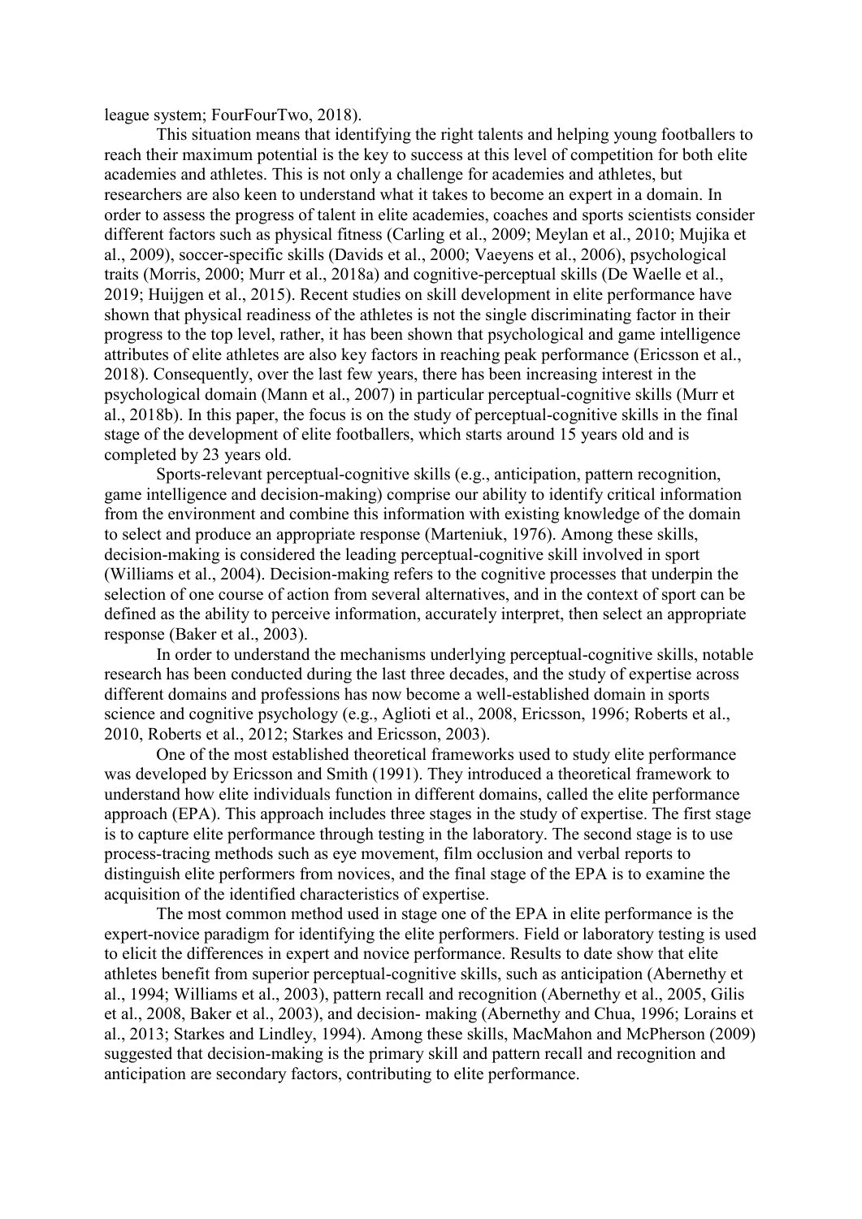league system; FourFourTwo, 2018).

This situation means that identifying the right talents and helping young footballers to reach their maximum potential is the key to success at this level of competition for both elite academies and athletes. This is not only a challenge for academies and athletes, but researchers are also keen to understand what it takes to become an expert in a domain. In order to assess the progress of talent in elite academies, coaches and sports scientists consider different factors such as physical fitness (Carling et al., 2009; Meylan et al., 2010; Mujika et al., 2009), soccer-specific skills (Davids et al., 2000; Vaeyens et al., 2006), psychological traits (Morris, 2000; Murr et al., 2018a) and cognitive-perceptual skills (De Waelle et al., 2019; Huijgen et al., 2015). Recent studies on skill development in elite performance have shown that physical readiness of the athletes is not the single discriminating factor in their progress to the top level, rather, it has been shown that psychological and game intelligence attributes of elite athletes are also key factors in reaching peak performance (Ericsson et al., 2018). Consequently, over the last few years, there has been increasing interest in the psychological domain (Mann et al., 2007) in particular perceptual-cognitive skills (Murr et al., 2018b). In this paper, the focus is on the study of perceptual-cognitive skills in the final stage of the development of elite footballers, which starts around 15 years old and is completed by 23 years old.

Sports-relevant perceptual-cognitive skills (e.g., anticipation, pattern recognition, game intelligence and decision-making) comprise our ability to identify critical information from the environment and combine this information with existing knowledge of the domain to select and produce an appropriate response (Marteniuk, 1976). Among these skills, decision-making is considered the leading perceptual-cognitive skill involved in sport (Williams et al., 2004). Decision-making refers to the cognitive processes that underpin the selection of one course of action from several alternatives, and in the context of sport can be defined as the ability to perceive information, accurately interpret, then select an appropriate response (Baker et al., 2003).

In order to understand the mechanisms underlying perceptual-cognitive skills, notable research has been conducted during the last three decades, and the study of expertise across different domains and professions has now become a well-established domain in sports science and cognitive psychology (e.g., Aglioti et al., 2008, Ericsson, 1996; Roberts et al., 2010, Roberts et al., 2012; Starkes and Ericsson, 2003).

One of the most established theoretical frameworks used to study elite performance was developed by Ericsson and Smith (1991). They introduced a theoretical framework to understand how elite individuals function in different domains, called the elite performance approach (EPA). This approach includes three stages in the study of expertise. The first stage is to capture elite performance through testing in the laboratory. The second stage is to use process-tracing methods such as eye movement, film occlusion and verbal reports to distinguish elite performers from novices, and the final stage of the EPA is to examine the acquisition of the identified characteristics of expertise.

The most common method used in stage one of the EPA in elite performance is the expert-novice paradigm for identifying the elite performers. Field or laboratory testing is used to elicit the differences in expert and novice performance. Results to date show that elite athletes benefit from superior perceptual-cognitive skills, such as anticipation (Abernethy et al., 1994; Williams et al., 2003), pattern recall and recognition (Abernethy et al., 2005, Gilis et al., 2008, Baker et al., 2003), and decision- making (Abernethy and Chua, 1996; Lorains et al., 2013; Starkes and Lindley, 1994). Among these skills, MacMahon and McPherson (2009) suggested that decision-making is the primary skill and pattern recall and recognition and anticipation are secondary factors, contributing to elite performance.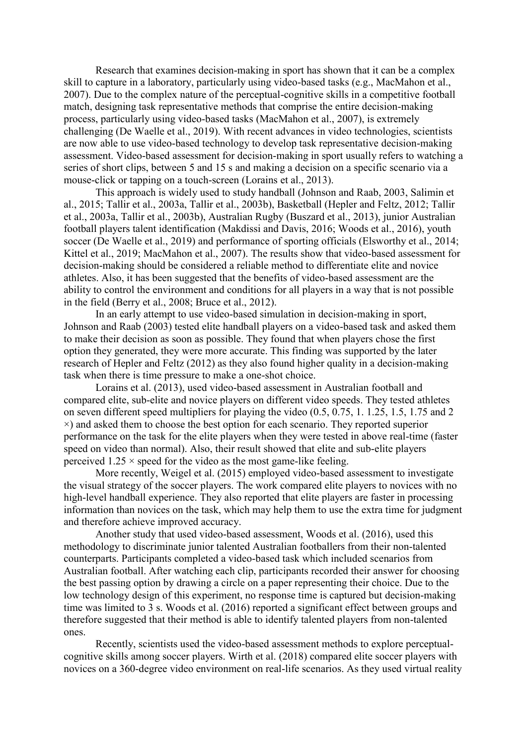Research that examines decision-making in sport has shown that it can be a complex skill to capture in a laboratory, particularly using video-based tasks (e.g., MacMahon et al., 2007). Due to the complex nature of the perceptual-cognitive skills in a competitive football match, designing task representative methods that comprise the entire decision-making process, particularly using video-based tasks (MacMahon et al., 2007), is extremely challenging (De Waelle et al., 2019). With recent advances in video technologies, scientists are now able to use video-based technology to develop task representative decision-making assessment. Video-based assessment for decision-making in sport usually refers to watching a series of short clips, between 5 and 15 s and making a decision on a specific scenario via a mouse-click or tapping on a touch-screen (Lorains et al., 2013).

This approach is widely used to study handball (Johnson and Raab, 2003, Salimin et al., 2015; Tallir et al., 2003a, Tallir et al., 2003b), Basketball (Hepler and Feltz, 2012; Tallir et al., 2003a, Tallir et al., 2003b), Australian Rugby (Buszard et al., 2013), junior Australian football players talent identification (Makdissi and Davis, 2016; Woods et al., 2016), youth soccer (De Waelle et al., 2019) and performance of sporting officials (Elsworthy et al., 2014; Kittel et al., 2019; MacMahon et al., 2007). The results show that video-based assessment for decision-making should be considered a reliable method to differentiate elite and novice athletes. Also, it has been suggested that the benefits of video-based assessment are the ability to control the environment and conditions for all players in a way that is not possible in the field (Berry et al., 2008; Bruce et al., 2012).

In an early attempt to use video-based simulation in decision-making in sport, Johnson and Raab (2003) tested elite handball players on a video-based task and asked them to make their decision as soon as possible. They found that when players chose the first option they generated, they were more accurate. This finding was supported by the later research of Hepler and Feltz (2012) as they also found higher quality in a decision-making task when there is time pressure to make a one-shot choice.

Lorains et al. (2013), used video-based assessment in Australian football and compared elite, sub-elite and novice players on different video speeds. They tested athletes on seven different speed multipliers for playing the video (0.5, 0.75, 1. 1.25, 1.5, 1.75 and 2 ×) and asked them to choose the best option for each scenario. They reported superior performance on the task for the elite players when they were tested in above real-time (faster speed on video than normal). Also, their result showed that elite and sub-elite players perceived 1.25 × speed for the video as the most game-like feeling.

More recently, Weigel et al. (2015) employed video-based assessment to investigate the visual strategy of the soccer players. The work compared elite players to novices with no high-level handball experience. They also reported that elite players are faster in processing information than novices on the task, which may help them to use the extra time for judgment and therefore achieve improved accuracy.

Another study that used video-based assessment, Woods et al. (2016), used this methodology to discriminate junior talented Australian footballers from their non-talented counterparts. Participants completed a video-based task which included scenarios from Australian football. After watching each clip, participants recorded their answer for choosing the best passing option by drawing a circle on a paper representing their choice. Due to the low technology design of this experiment, no response time is captured but decision-making time was limited to 3 s. Woods et al. (2016) reported a significant effect between groups and therefore suggested that their method is able to identify talented players from non-talented ones.

Recently, scientists used the video-based assessment methods to explore perceptual-cognitive skills among soccer players. Wirth et al. (2018) compared elite soccer players with novices on a 360-degree video environment on real-life scenarios. As they used virtual reality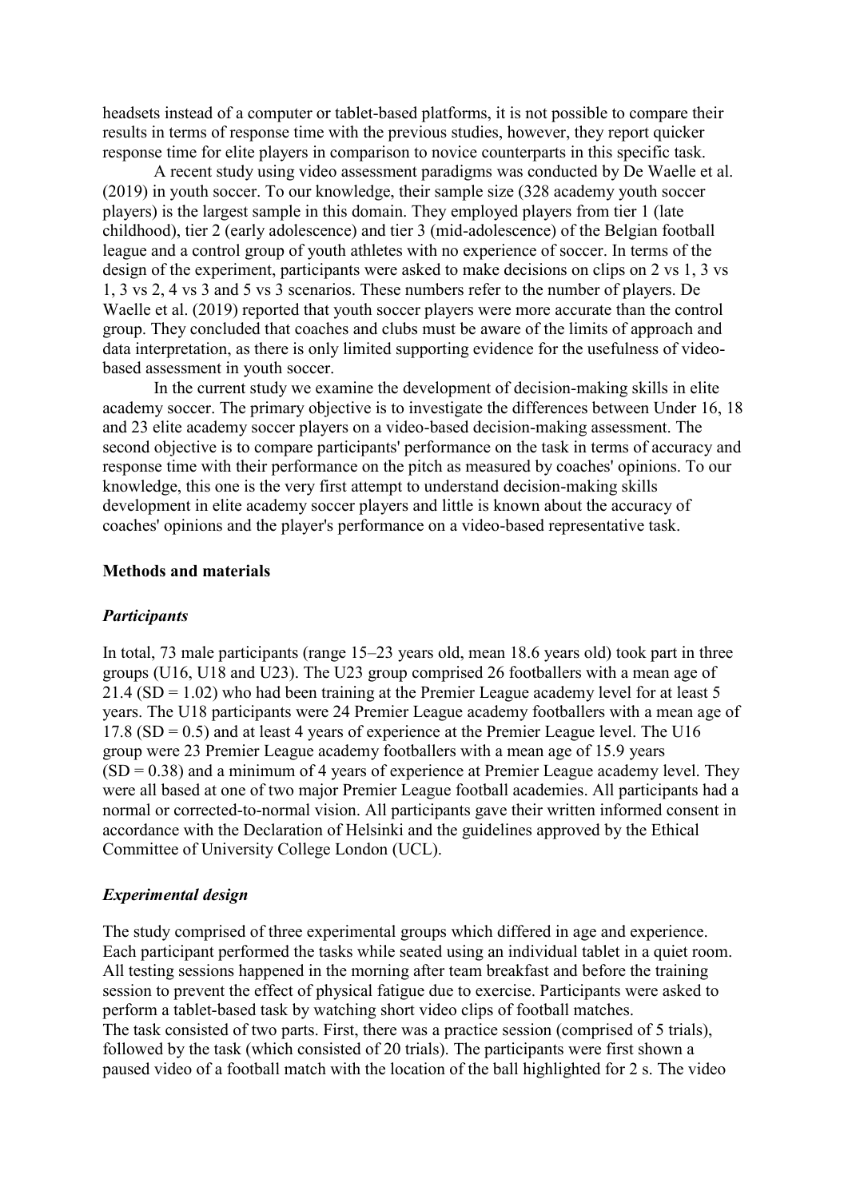headsets instead of a computer or tablet-based platforms, it is not possible to compare their results in terms of response time with the previous studies, however, they report quicker response time for elite players in comparison to novice counterparts in this specific task.

A recent study using video assessment paradigms was conducted by De Waelle et al. (2019) in youth soccer. To our knowledge, their sample size (328 academy youth soccer players) is the largest sample in this domain. They employed players from tier 1 (late childhood), tier 2 (early adolescence) and tier 3 (mid-adolescence) of the Belgian football league and a control group of youth athletes with no experience of soccer. In terms of the design of the experiment, participants were asked to make decisions on clips on 2 vs 1, 3 vs 1, 3 vs 2, 4 vs 3 and 5 vs 3 scenarios. These numbers refer to the number of players. De Waelle et al. (2019) reported that youth soccer players were more accurate than the control group. They concluded that coaches and clubs must be aware of the limits of approach and data interpretation, as there is only limited supporting evidence for the usefulness of video-based assessment in youth soccer.

In the current study we examine the development of decision-making skills in elite academy soccer. The primary objective is to investigate the differences between Under 16, 18 and 23 elite academy soccer players on a video-based decision-making assessment. The second objective is to compare participants' performance on the task in terms of accuracy and response time with their performance on the pitch as measured by coaches' opinions. To our knowledge, this one is the very first attempt to understand decision-making skills development in elite academy soccer players and little is known about the accuracy of coaches' opinions and the player's performance on a video-based representative task.

## Methods and materials

### *Participants*

In total, 73 male participants (range 15–23 years old, mean 18.6 years old) took part in three groups (U16, U18 and U23). The U23 group comprised 26 footballers with a mean age of 21.4 (SD = 1.02) who had been training at the Premier League academy level for at least 5 years. The U18 participants were 24 Premier League academy footballers with a mean age of 17.8 (SD = 0.5) and at least 4 years of experience at the Premier League level. The U16 group were 23 Premier League academy footballers with a mean age of 15.9 years (SD = 0.38) and a minimum of 4 years of experience at Premier League academy level. They were all based at one of two major Premier League football academies. All participants had a normal or corrected-to-normal vision. All participants gave their written informed consent in accordance with the Declaration of Helsinki and the guidelines approved by the Ethical Committee of University College London (UCL).

### *Experimental design*

The study comprised of three experimental groups which differed in age and experience. Each participant performed the tasks while seated using an individual tablet in a quiet room. All testing sessions happened in the morning after team breakfast and before the training session to prevent the effect of physical fatigue due to exercise. Participants were asked to perform a tablet-based task by watching short video clips of football matches.
The task consisted of two parts. First, there was a practice session (comprised of 5 trials), followed by the task (which consisted of 20 trials). The participants were first shown a paused video of a football match with the location of the ball highlighted for 2 s. The video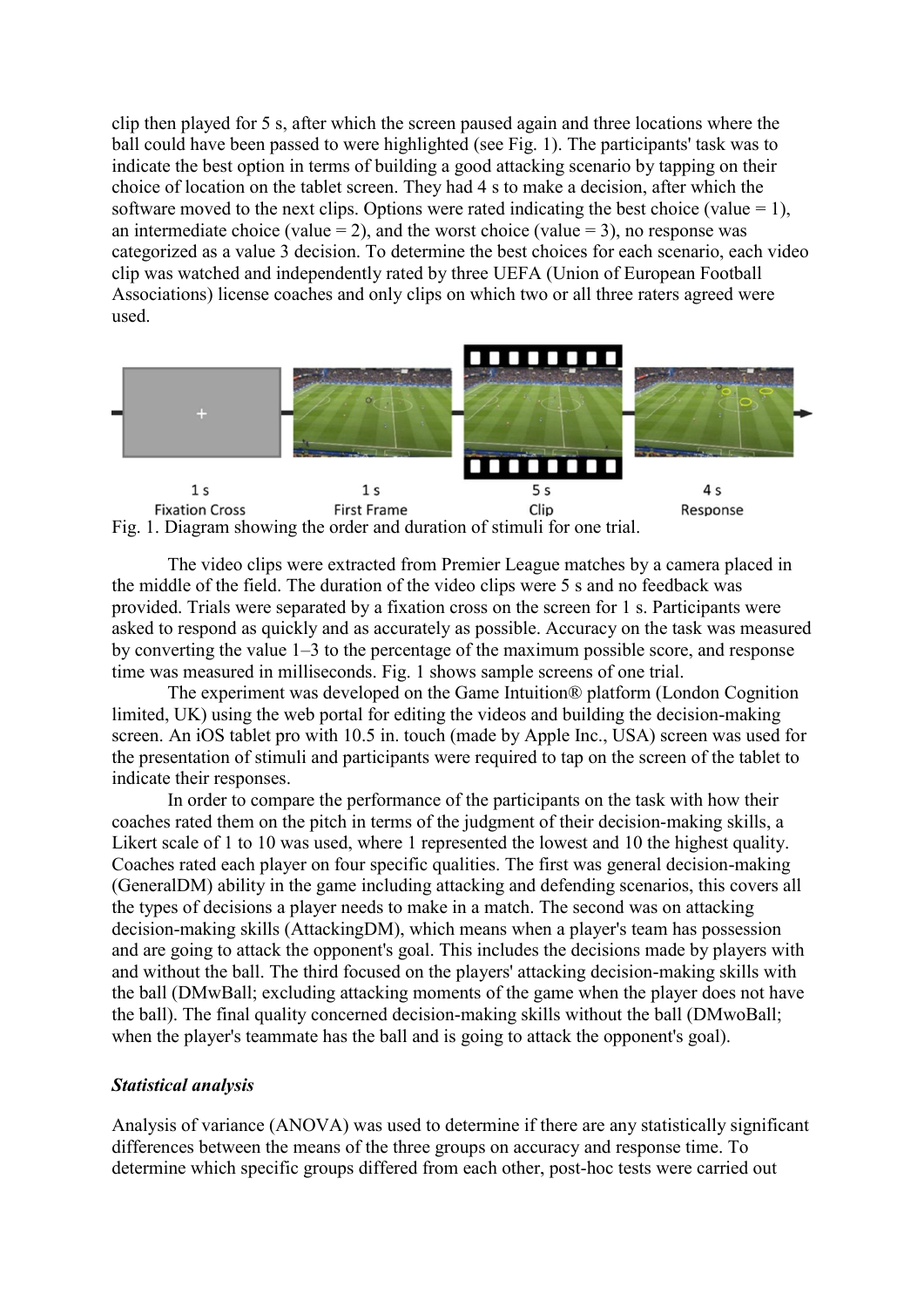clip then played for 5 s, after which the screen paused again and three locations where the ball could have been passed to were highlighted (see Fig. 1). The participants' task was to indicate the best option in terms of building a good attacking scenario by tapping on their choice of location on the tablet screen. They had 4 s to make a decision, after which the software moved to the next clips. Options were rated indicating the best choice (value = 1), an intermediate choice (value = 2), and the worst choice (value = 3), no response was categorized as a value 3 decision. To determine the best choices for each scenario, each video clip was watched and independently rated by three UEFA (Union of European Football Associations) license coaches and only clips on which two or all three raters agreed were used.

Fig. 1. Diagram showing the order and duration of stimuli for one trial.

The video clips were extracted from Premier League matches by a camera placed in the middle of the field. The duration of the video clips were 5 s and no feedback was provided. Trials were separated by a fixation cross on the screen for 1 s. Participants were asked to respond as quickly and as accurately as possible. Accuracy on the task was measured by converting the value 1–3 to the percentage of the maximum possible score, and response time was measured in milliseconds. Fig. 1 shows sample screens of one trial.

The experiment was developed on the Game Intuition® platform (London Cognition limited, UK) using the web portal for editing the videos and building the decision-making screen. An iOS tablet pro with 10.5 in. touch (made by Apple Inc., USA) screen was used for the presentation of stimuli and participants were required to tap on the screen of the tablet to indicate their responses.

In order to compare the performance of the participants on the task with how their coaches rated them on the pitch in terms of the judgment of their decision-making skills, a Likert scale of 1 to 10 was used, where 1 represented the lowest and 10 the highest quality. Coaches rated each player on four specific qualities. The first was general decision-making (GeneralDM) ability in the game including attacking and defending scenarios, this covers all the types of decisions a player needs to make in a match. The second was on attacking decision-making skills (AttackingDM), which means when a player's team has possession and are going to attack the opponent's goal. This includes the decisions made by players with and without the ball. The third focused on the players' attacking decision-making skills with the ball (DMwBall; excluding attacking moments of the game when the player does not have the ball). The final quality concerned decision-making skills without the ball (DMwoBall; when the player's teammate has the ball and is going to attack the opponent's goal).

### *Statistical analysis*

Analysis of variance (ANOVA) was used to determine if there are any statistically significant differences between the means of the three groups on accuracy and response time. To determine which specific groups differed from each other, post-hoc tests were carried out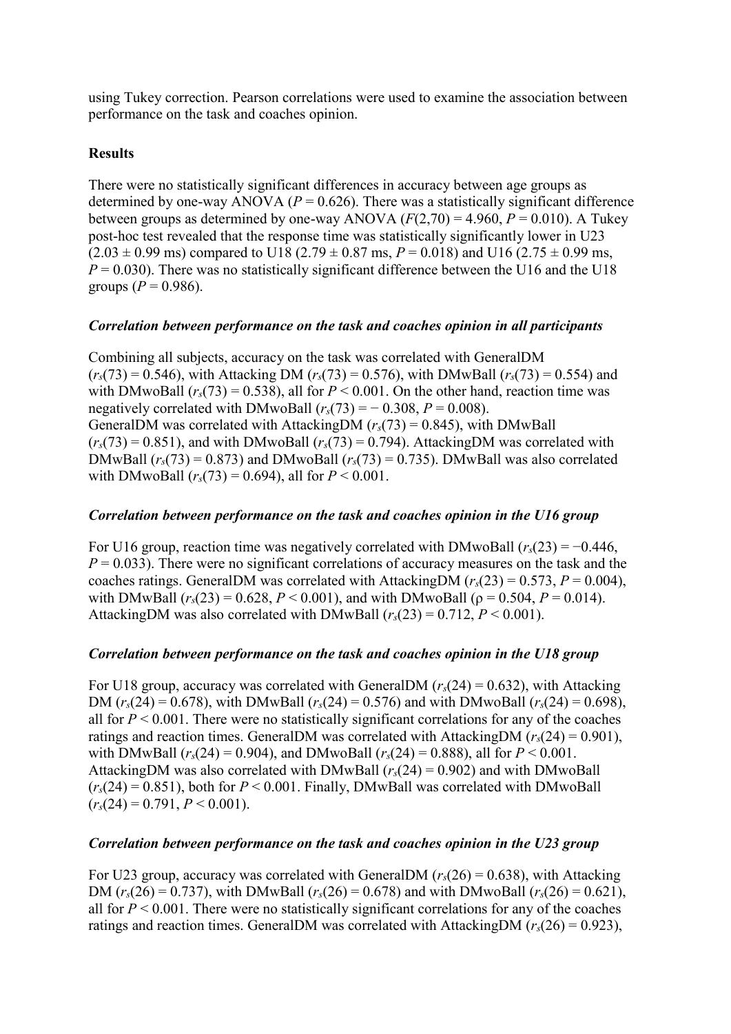using Tukey correction. Pearson correlations were used to examine the association between performance on the task and coaches opinion.

**Results**

There were no statistically significant differences in accuracy between age groups as determined by one-way ANOVA ($P = 0.626$). There was a statistically significant difference between groups as determined by one-way ANOVA ($F(2,70) = 4.960$, $P = 0.010$). A Tukey post-hoc test revealed that the response time was statistically significantly lower in U23 ($2.03 \pm 0.99$ ms) compared to U18 ($2.79 \pm 0.87$ ms, $P = 0.018$) and U16 ($2.75 \pm 0.99$ ms, $P = 0.030$). There was no statistically significant difference between the U16 and the U18 groups ($P = 0.986$).

***Correlation between performance on the task and coaches opinion in all participants***

Combining all subjects, accuracy on the task was correlated with GeneralDM ($r_s(73) = 0.546$), with Attacking DM ($r_s(73) = 0.576$), with DMwBall ($r_s(73) = 0.554$) and with DMwoBall ($r_s(73) = 0.538$), all for $P < 0.001$. On the other hand, reaction time was negatively correlated with DMwoBall ($r_s(73) = -0.308$, $P = 0.008$).
GeneralDM was correlated with AttackingDM ($r_s(73) = 0.845$), with DMwBall ($r_s(73) = 0.851$), and with DMwoBall ($r_s(73) = 0.794$). AttackingDM was correlated with DMwBall ($r_s(73) = 0.873$) and DMwoBall ($r_s(73) = 0.735$). DMwBall was also correlated with DMwoBall ($r_s(73) = 0.694$), all for $P < 0.001$.

***Correlation between performance on the task and coaches opinion in the U16 group***

For U16 group, reaction time was negatively correlated with DMwoBall ($r_s(23) = -0.446$, $P = 0.033$). There were no significant correlations of accuracy measures on the task and the coaches ratings. GeneralDM was correlated with AttackingDM ($r_s(23) = 0.573$, $P = 0.004$), with DMwBall ($r_s(23) = 0.628$, $P < 0.001$), and with DMwoBall ($\rho = 0.504$, $P = 0.014$). AttackingDM was also correlated with DMwBall ($r_s(23) = 0.712$, $P < 0.001$).

***Correlation between performance on the task and coaches opinion in the U18 group***

For U18 group, accuracy was correlated with GeneralDM ($r_s(24) = 0.632$), with Attacking DM ($r_s(24) = 0.678$), with DMwBall ($r_s(24) = 0.576$) and with DMwoBall ($r_s(24) = 0.698$), all for $P < 0.001$. There were no statistically significant correlations for any of the coaches ratings and reaction times. GeneralDM was correlated with AttackingDM ($r_s(24) = 0.901$), with DMwBall ($r_s(24) = 0.904$), and DMwoBall ($r_s(24) = 0.888$), all for $P < 0.001$. AttackingDM was also correlated with DMwBall ($r_s(24) = 0.902$) and with DMwoBall ($r_s(24) = 0.851$), both for $P < 0.001$. Finally, DMwBall was correlated with DMwoBall ($r_s(24) = 0.791$, $P < 0.001$).

***Correlation between performance on the task and coaches opinion in the U23 group***

For U23 group, accuracy was correlated with GeneralDM ($r_s(26) = 0.638$), with Attacking DM ($r_s(26) = 0.737$), with DMwBall ($r_s(26) = 0.678$) and with DMwoBall ($r_s(26) = 0.621$), all for $P < 0.001$. There were no statistically significant correlations for any of the coaches ratings and reaction times. GeneralDM was correlated with AttackingDM ($r_s(26) = 0.923$),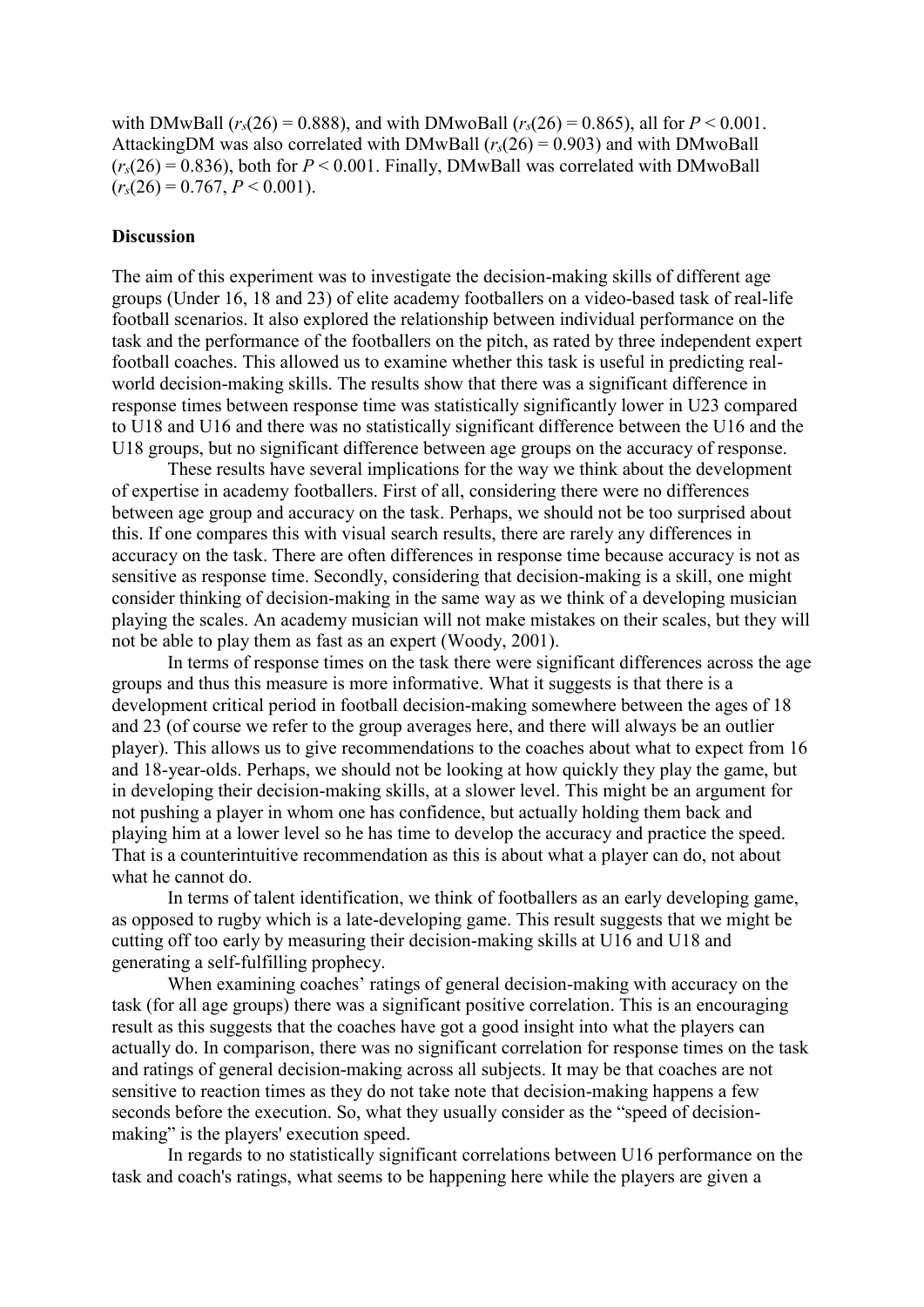with DMwBall ($r_s(26) = 0.888$), and with DMwoBall ($r_s(26) = 0.865$), all for $P < 0.001$. AttackingDM was also correlated with DMwBall ($r_s(26) = 0.903$) and with DMwoBall ($r_s(26) = 0.836$), both for $P < 0.001$. Finally, DMwBall was correlated with DMwoBall ($r_s(26) = 0.767$, $P < 0.001$).

## Discussion

The aim of this experiment was to investigate the decision-making skills of different age groups (Under 16, 18 and 23) of elite academy footballers on a video-based task of real-life football scenarios. It also explored the relationship between individual performance on the task and the performance of the footballers on the pitch, as rated by three independent expert football coaches. This allowed us to examine whether this task is useful in predicting real-world decision-making skills. The results show that there was a significant difference in response times between response time was statistically significantly lower in U23 compared to U18 and U16 and there was no statistically significant difference between the U16 and the U18 groups, but no significant difference between age groups on the accuracy of response.

These results have several implications for the way we think about the development of expertise in academy footballers. First of all, considering there were no differences between age group and accuracy on the task. Perhaps, we should not be too surprised about this. If one compares this with visual search results, there are rarely any differences in accuracy on the task. There are often differences in response time because accuracy is not as sensitive as response time. Secondly, considering that decision-making is a skill, one might consider thinking of decision-making in the same way as we think of a developing musician playing the scales. An academy musician will not make mistakes on their scales, but they will not be able to play them as fast as an expert (Woody, 2001).

In terms of response times on the task there were significant differences across the age groups and thus this measure is more informative. What it suggests is that there is a development critical period in football decision-making somewhere between the ages of 18 and 23 (of course we refer to the group averages here, and there will always be an outlier player). This allows us to give recommendations to the coaches about what to expect from 16 and 18-year-olds. Perhaps, we should not be looking at how quickly they play the game, but in developing their decision-making skills, at a slower level. This might be an argument for not pushing a player in whom one has confidence, but actually holding them back and playing him at a lower level so he has time to develop the accuracy and practice the speed. That is a counterintuitive recommendation as this is about what a player can do, not about what he cannot do.

In terms of talent identification, we think of footballers as an early developing game, as opposed to rugby which is a late-developing game. This result suggests that we might be cutting off too early by measuring their decision-making skills at U16 and U18 and generating a self-fulfilling prophecy.

When examining coaches' ratings of general decision-making with accuracy on the task (for all age groups) there was a significant positive correlation. This is an encouraging result as this suggests that the coaches have got a good insight into what the players can actually do. In comparison, there was no significant correlation for response times on the task and ratings of general decision-making across all subjects. It may be that coaches are not sensitive to reaction times as they do not take note that decision-making happens a few seconds before the execution. So, what they usually consider as the "speed of decision-making" is the players' execution speed.

In regards to no statistically significant correlations between U16 performance on the task and coach's ratings, what seems to be happening here while the players are given a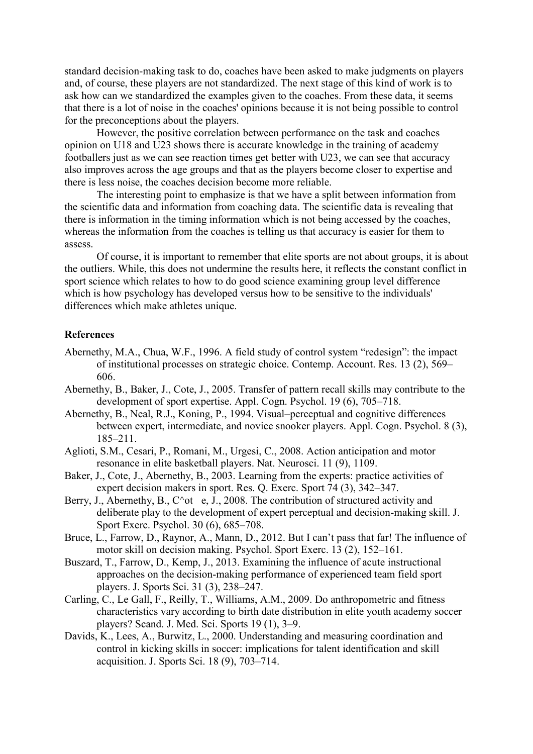standard decision-making task to do, coaches have been asked to make judgments on players and, of course, these players are not standardized. The next stage of this kind of work is to ask how can we standardized the examples given to the coaches. From these data, it seems that there is a lot of noise in the coaches' opinions because it is not being possible to control for the preconceptions about the players.

However, the positive correlation between performance on the task and coaches opinion on U18 and U23 shows there is accurate knowledge in the training of academy footballers just as we can see reaction times get better with U23, we can see that accuracy also improves across the age groups and that as the players become closer to expertise and there is less noise, the coaches decision become more reliable.

The interesting point to emphasize is that we have a split between information from the scientific data and information from coaching data. The scientific data is revealing that there is information in the timing information which is not being accessed by the coaches, whereas the information from the coaches is telling us that accuracy is easier for them to assess.

Of course, it is important to remember that elite sports are not about groups, it is about the outliers. While, this does not undermine the results here, it reflects the constant conflict in sport science which relates to how to do good science examining group level difference which is how psychology has developed versus how to be sensitive to the individuals' differences which make athletes unique.

### References

Abernethy, M.A., Chua, W.F., 1996. A field study of control system "redesign": the impact of institutional processes on strategic choice. Contemp. Account. Res. 13 (2), 569–606.

Abernethy, B., Baker, J., Cote, J., 2005. Transfer of pattern recall skills may contribute to the development of sport expertise. Appl. Cogn. Psychol. 19 (6), 705–718.

Abernethy, B., Neal, R.J., Koning, P., 1994. Visual–perceptual and cognitive differences between expert, intermediate, and novice snooker players. Appl. Cogn. Psychol. 8 (3), 185–211.

Aglioti, S.M., Cesari, P., Romani, M., Urgesi, C., 2008. Action anticipation and motor resonance in elite basketball players. Nat. Neurosci. 11 (9), 1109.

Baker, J., Cote, J., Abernethy, B., 2003. Learning from the experts: practice activities of expert decision makers in sport. Res. Q. Exerc. Sport 74 (3), 342–347.

Berry, J., Abernethy, B., C^ot e, J., 2008. The contribution of structured activity and deliberate play to the development of expert perceptual and decision-making skill. J. Sport Exerc. Psychol. 30 (6), 685–708.

Bruce, L., Farrow, D., Raynor, A., Mann, D., 2012. But I can't pass that far! The influence of motor skill on decision making. Psychol. Sport Exerc. 13 (2), 152–161.

Buszard, T., Farrow, D., Kemp, J., 2013. Examining the influence of acute instructional approaches on the decision-making performance of experienced team field sport players. J. Sports Sci. 31 (3), 238–247.

Carling, C., Le Gall, F., Reilly, T., Williams, A.M., 2009. Do anthropometric and fitness characteristics vary according to birth date distribution in elite youth academy soccer players? Scand. J. Med. Sci. Sports 19 (1), 3–9.

Davids, K., Lees, A., Burwitz, L., 2000. Understanding and measuring coordination and control in kicking skills in soccer: implications for talent identification and skill acquisition. J. Sports Sci. 18 (9), 703–714.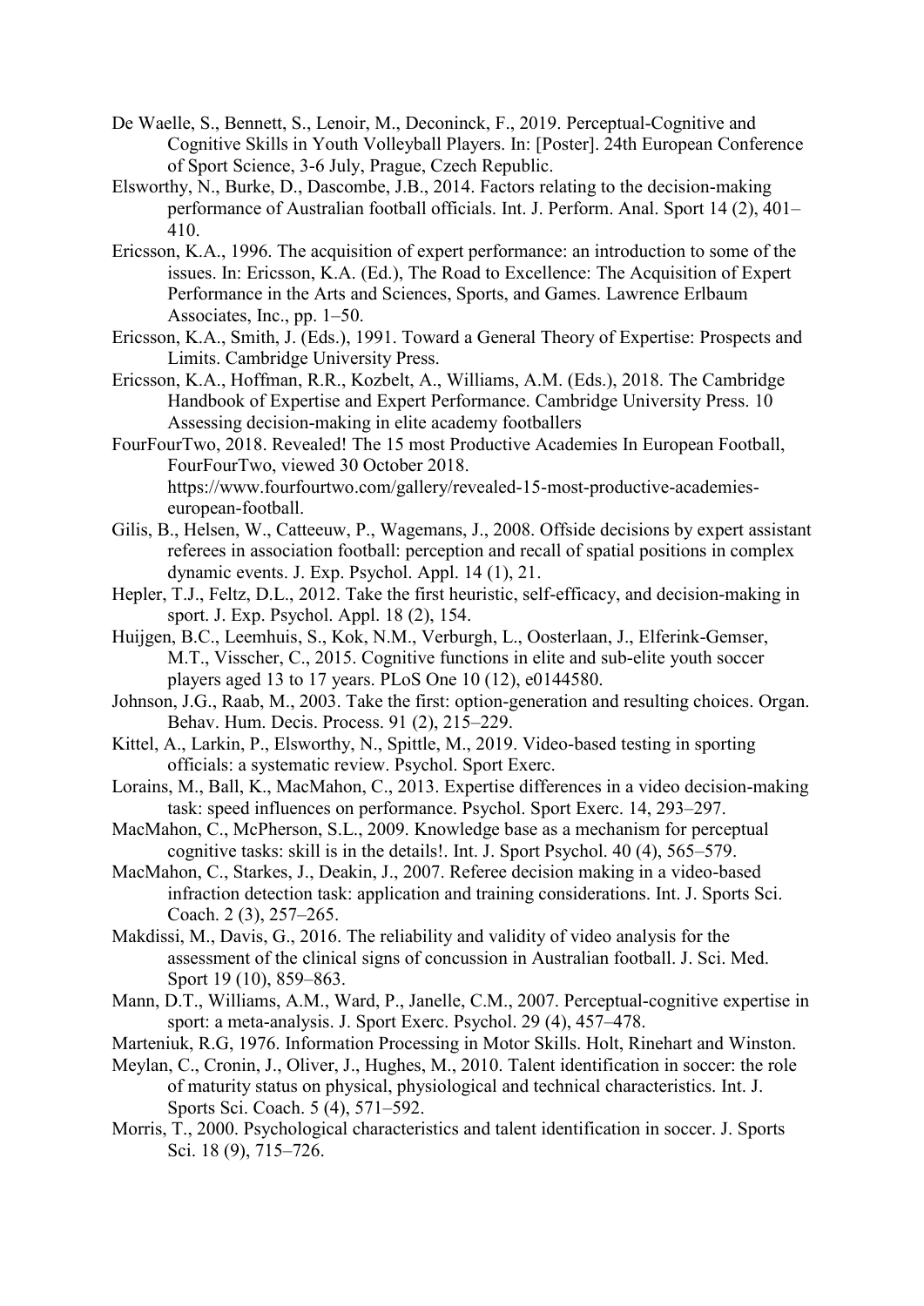De Waelle, S., Bennett, S., Lenoir, M., Deconinck, F., 2019. Perceptual-Cognitive and Cognitive Skills in Youth Volleyball Players. In: [Poster]. 24th European Conference of Sport Science, 3-6 July, Prague, Czech Republic.

Elsworthy, N., Burke, D., Dascombe, J.B., 2014. Factors relating to the decision-making performance of Australian football officials. Int. J. Perform. Anal. Sport 14 (2), 401–410.

Ericsson, K.A., 1996. The acquisition of expert performance: an introduction to some of the issues. In: Ericsson, K.A. (Ed.), The Road to Excellence: The Acquisition of Expert Performance in the Arts and Sciences, Sports, and Games. Lawrence Erlbaum Associates, Inc., pp. 1–50.

Ericsson, K.A., Smith, J. (Eds.), 1991. Toward a General Theory of Expertise: Prospects and Limits. Cambridge University Press.

Ericsson, K.A., Hoffman, R.R., Kozbelt, A., Williams, A.M. (Eds.), 2018. The Cambridge Handbook of Expertise and Expert Performance. Cambridge University Press.

FourFourTwo, 2018. Revealed! The 15 most Productive Academies In European Football, FourFourTwo, viewed 30 October 2018. https://www.fourfourtwo.com/gallery/revealed-15-most-productive-academies-european-football.

Gilis, B., Helsen, W., Catteeuw, P., Wagemans, J., 2008. Offside decisions by expert assistant referees in association football: perception and recall of spatial positions in complex dynamic events. J. Exp. Psychol. Appl. 14 (1), 21.

Hepler, T.J., Feltz, D.L., 2012. Take the first heuristic, self-efficacy, and decision-making in sport. J. Exp. Psychol. Appl. 18 (2), 154.

Huijgen, B.C., Leemhuis, S., Kok, N.M., Verburgh, L., Oosterlaan, J., Elferink-Gemser, M.T., Visscher, C., 2015. Cognitive functions in elite and sub-elite youth soccer players aged 13 to 17 years. PLoS One 10 (12), e0144580.

Johnson, J.G., Raab, M., 2003. Take the first: option-generation and resulting choices. Organ. Behav. Hum. Decis. Process. 91 (2), 215–229.

Kittel, A., Larkin, P., Elsworthy, N., Spittle, M., 2019. Video-based testing in sporting officials: a systematic review. Psychol. Sport Exerc.

Lorains, M., Ball, K., MacMahon, C., 2013. Expertise differences in a video decision-making task: speed influences on performance. Psychol. Sport Exerc. 14, 293–297.

MacMahon, C., McPherson, S.L., 2009. Knowledge base as a mechanism for perceptual cognitive tasks: skill is in the details!. Int. J. Sport Psychol. 40 (4), 565–579.

MacMahon, C., Starkes, J., Deakin, J., 2007. Referee decision making in a video-based infraction detection task: application and training considerations. Int. J. Sports Sci. Coach. 2 (3), 257–265.

Makdissi, M., Davis, G., 2016. The reliability and validity of video analysis for the assessment of the clinical signs of concussion in Australian football. J. Sci. Med. Sport 19 (10), 859–863.

Mann, D.T., Williams, A.M., Ward, P., Janelle, C.M., 2007. Perceptual-cognitive expertise in sport: a meta-analysis. J. Sport Exerc. Psychol. 29 (4), 457–478.

Marteniuk, R.G, 1976. Information Processing in Motor Skills. Holt, Rinehart and Winston.

Meylan, C., Cronin, J., Oliver, J., Hughes, M., 2010. Talent identification in soccer: the role of maturity status on physical, physiological and technical characteristics. Int. J. Sports Sci. Coach. 5 (4), 571–592.

Morris, T., 2000. Psychological characteristics and talent identification in soccer. J. Sports Sci. 18 (9), 715–726.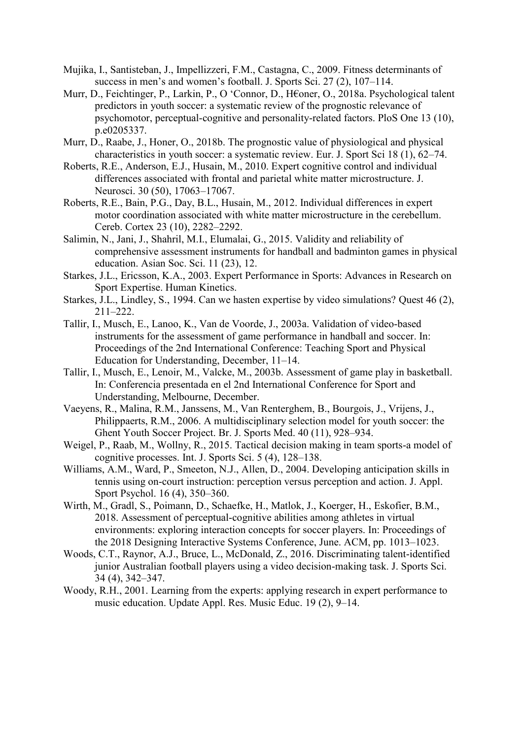Mujika, I., Santisteban, J., Impellizzeri, F.M., Castagna, C., 2009. Fitness determinants of success in men's and women's football. J. Sports Sci. 27 (2), 107–114.

Murr, D., Feichtinger, P., Larkin, P., O 'Connor, D., H€oner, O., 2018a. Psychological talent predictors in youth soccer: a systematic review of the prognostic relevance of psychomotor, perceptual-cognitive and personality-related factors. PloS One 13 (10), p.e0205337.

Murr, D., Raabe, J., Honer, O., 2018b. The prognostic value of physiological and physical characteristics in youth soccer: a systematic review. Eur. J. Sport Sci 18 (1), 62–74.

Roberts, R.E., Anderson, E.J., Husain, M., 2010. Expert cognitive control and individual differences associated with frontal and parietal white matter microstructure. J. Neurosci. 30 (50), 17063–17067.

Roberts, R.E., Bain, P.G., Day, B.L., Husain, M., 2012. Individual differences in expert motor coordination associated with white matter microstructure in the cerebellum. Cereb. Cortex 23 (10), 2282–2292.

Salimin, N., Jani, J., Shahril, M.I., Elumalai, G., 2015. Validity and reliability of comprehensive assessment instruments for handball and badminton games in physical education. Asian Soc. Sci. 11 (23), 12.

Starkes, J.L., Ericsson, K.A., 2003. Expert Performance in Sports: Advances in Research on Sport Expertise. Human Kinetics.

Starkes, J.L., Lindley, S., 1994. Can we hasten expertise by video simulations? Quest 46 (2), 211–222.

Tallir, I., Musch, E., Lanoo, K., Van de Voorde, J., 2003a. Validation of video-based instruments for the assessment of game performance in handball and soccer. In: Proceedings of the 2nd International Conference: Teaching Sport and Physical Education for Understanding, December, 11–14.

Tallir, I., Musch, E., Lenoir, M., Valcke, M., 2003b. Assessment of game play in basketball. In: Conferencia presentada en el 2nd International Conference for Sport and Understanding, Melbourne, December.

Vaeyens, R., Malina, R.M., Janssens, M., Van Renterghem, B., Bourgois, J., Vrijens, J., Philippaerts, R.M., 2006. A multidisciplinary selection model for youth soccer: the Ghent Youth Soccer Project. Br. J. Sports Med. 40 (11), 928–934.

Weigel, P., Raab, M., Wollny, R., 2015. Tactical decision making in team sports-a model of cognitive processes. Int. J. Sports Sci. 5 (4), 128–138.

Williams, A.M., Ward, P., Smeeton, N.J., Allen, D., 2004. Developing anticipation skills in tennis using on-court instruction: perception versus perception and action. J. Appl. Sport Psychol. 16 (4), 350–360.

Wirth, M., Gradl, S., Poimann, D., Schaefke, H., Matlok, J., Koerger, H., Eskofier, B.M., 2018. Assessment of perceptual-cognitive abilities among athletes in virtual environments: exploring interaction concepts for soccer players. In: Proceedings of the 2018 Designing Interactive Systems Conference, June. ACM, pp. 1013–1023.

Woods, C.T., Raynor, A.J., Bruce, L., McDonald, Z., 2016. Discriminating talent-identified junior Australian football players using a video decision-making task. J. Sports Sci. 34 (4), 342–347.

Woody, R.H., 2001. Learning from the experts: applying research in expert performance to music education. Update Appl. Res. Music Educ. 19 (2), 9–14.